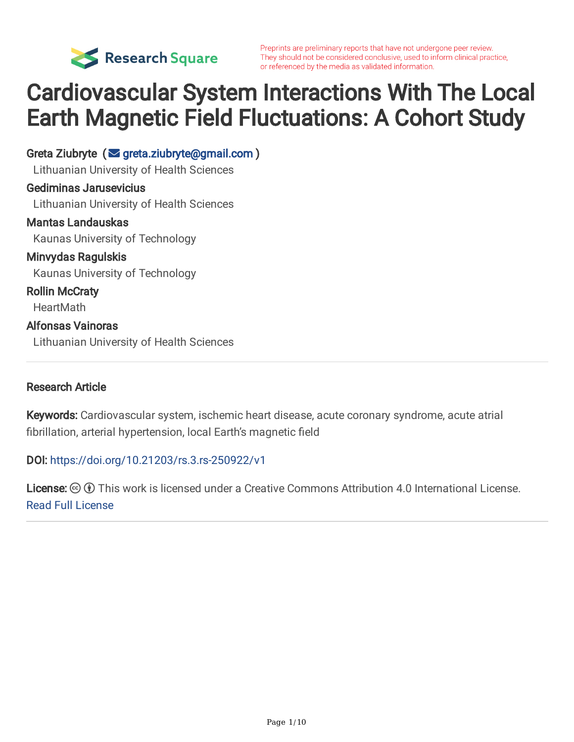Preprints are preliminary reports that have not undergone peer review. They should not be considered conclusive, used to inform clinical practice, or referenced by the media as validated information.

# Cardiovascular System Interactions With The Local Earth Magnetic Field Fluctuations: A Cohort Study

**Greta Ziubryte** (greta.ziubryte@gmail.com)
Lithuanian University of Health Sciences

**Gediminas Jarusevicius**
Lithuanian University of Health Sciences

**Mantas Landauskas**
Kaunas University of Technology

**Minvydas Ragulskis**
Kaunas University of Technology

**Rollin McCraty**
HeartMath

**Alfonsas Vainoras**
Lithuanian University of Health Sciences

---

**Research Article**

**Keywords:** Cardiovascular system, ischemic heart disease, acute coronary syndrome, acute atrial fibrillation, arterial hypertension, local Earth's magnetic field

**DOI:** https://doi.org/10.21203/rs.3.rs-250922/v1

**License:** This work is licensed under a Creative Commons Attribution 4.0 International License.
Read Full License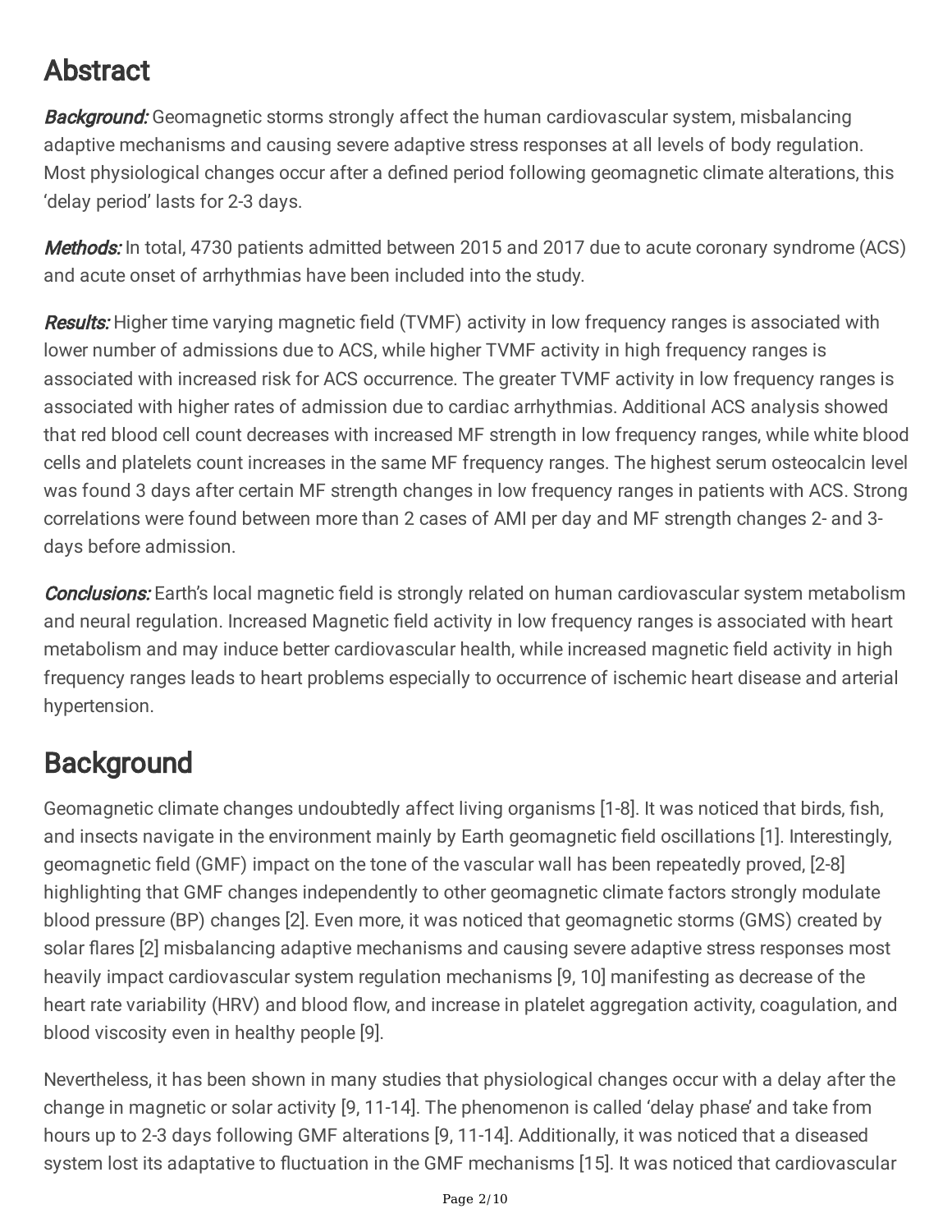# Abstract

***Background:*** Geomagnetic storms strongly affect the human cardiovascular system, misbalancing adaptive mechanisms and causing severe adaptive stress responses at all levels of body regulation. Most physiological changes occur after a defined period following geomagnetic climate alterations, this 'delay period' lasts for 2-3 days.

***Methods:*** In total, 4730 patients admitted between 2015 and 2017 due to acute coronary syndrome (ACS) and acute onset of arrhythmias have been included into the study.

***Results:*** Higher time varying magnetic field (TVMF) activity in low frequency ranges is associated with lower number of admissions due to ACS, while higher TVMF activity in high frequency ranges is associated with increased risk for ACS occurrence. The greater TVMF activity in low frequency ranges is associated with higher rates of admission due to cardiac arrhythmias. Additional ACS analysis showed that red blood cell count decreases with increased MF strength in low frequency ranges, while white blood cells and platelets count increases in the same MF frequency ranges. The highest serum osteocalcin level was found 3 days after certain MF strength changes in low frequency ranges in patients with ACS. Strong correlations were found between more than 2 cases of AMI per day and MF strength changes 2- and 3-days before admission.

***Conclusions:*** Earth's local magnetic field is strongly related on human cardiovascular system metabolism and neural regulation. Increased Magnetic field activity in low frequency ranges is associated with heart metabolism and may induce better cardiovascular health, while increased magnetic field activity in high frequency ranges leads to heart problems especially to occurrence of ischemic heart disease and arterial hypertension.

# Background

Geomagnetic climate changes undoubtedly affect living organisms [1-8]. It was noticed that birds, fish, and insects navigate in the environment mainly by Earth geomagnetic field oscillations [1]. Interestingly, geomagnetic field (GMF) impact on the tone of the vascular wall has been repeatedly proved, [2-8] highlighting that GMF changes independently to other geomagnetic climate factors strongly modulate blood pressure (BP) changes [2]. Even more, it was noticed that geomagnetic storms (GMS) created by solar flares [2] misbalancing adaptive mechanisms and causing severe adaptive stress responses most heavily impact cardiovascular system regulation mechanisms [9, 10] manifesting as decrease of the heart rate variability (HRV) and blood flow, and increase in platelet aggregation activity, coagulation, and blood viscosity even in healthy people [9].

Nevertheless, it has been shown in many studies that physiological changes occur with a delay after the change in magnetic or solar activity [9, 11-14]. The phenomenon is called 'delay phase' and take from hours up to 2-3 days following GMF alterations [9, 11-14]. Additionally, it was noticed that a diseased system lost its adaptative to fluctuation in the GMF mechanisms [15]. It was noticed that cardiovascular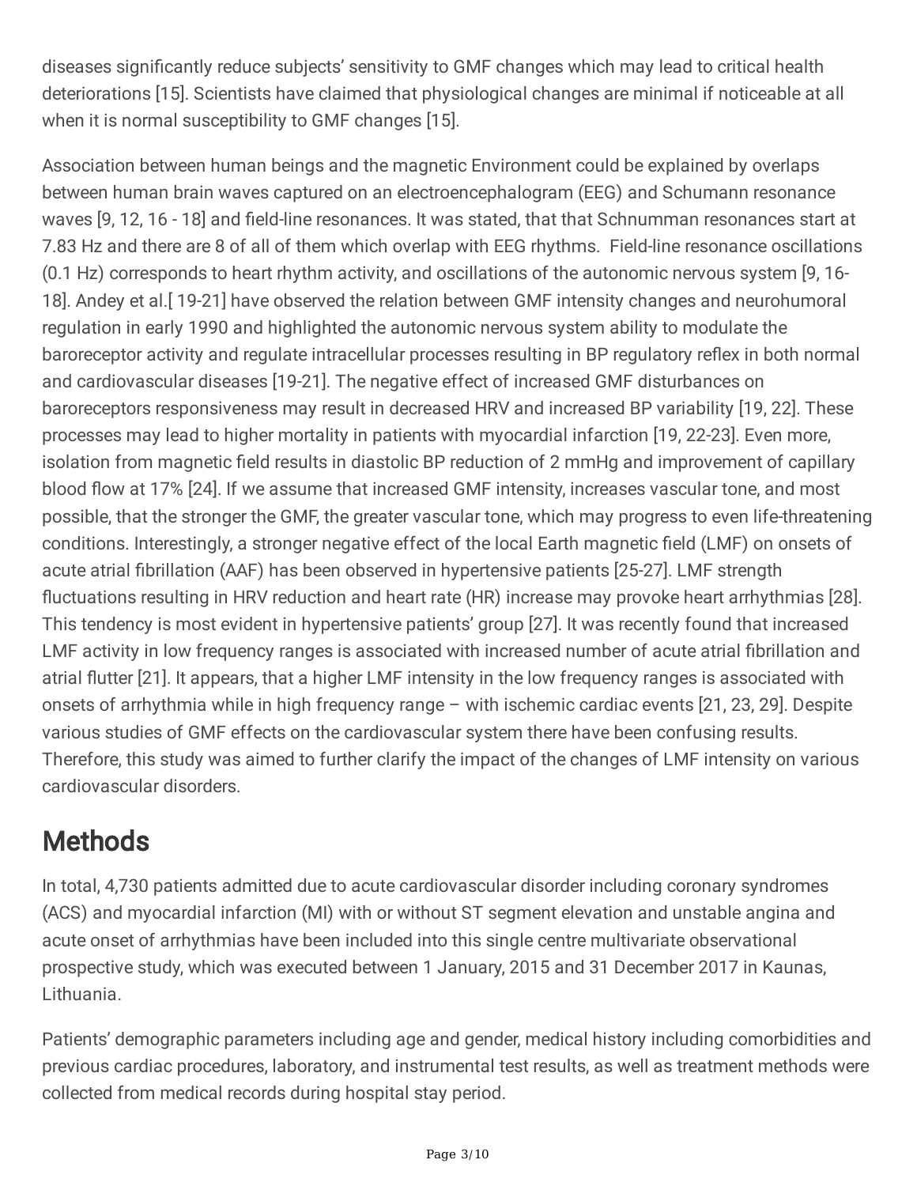diseases significantly reduce subjects' sensitivity to GMF changes which may lead to critical health deteriorations [15]. Scientists have claimed that physiological changes are minimal if noticeable at all when it is normal susceptibility to GMF changes [15].

Association between human beings and the magnetic Environment could be explained by overlaps between human brain waves captured on an electroencephalogram (EEG) and Schumann resonance waves [9, 12, 16 - 18] and field-line resonances. It was stated, that that Schnumman resonances start at 7.83 Hz and there are 8 of all of them which overlap with EEG rhythms. Field-line resonance oscillations (0.1 Hz) corresponds to heart rhythm activity, and oscillations of the autonomic nervous system [9, 16-18]. Andey et al.[ 19-21] have observed the relation between GMF intensity changes and neurohumoral regulation in early 1990 and highlighted the autonomic nervous system ability to modulate the baroreceptor activity and regulate intracellular processes resulting in BP regulatory reflex in both normal and cardiovascular diseases [19-21]. The negative effect of increased GMF disturbances on baroreceptors responsiveness may result in decreased HRV and increased BP variability [19, 22]. These processes may lead to higher mortality in patients with myocardial infarction [19, 22-23]. Even more, isolation from magnetic field results in diastolic BP reduction of 2 mmHg and improvement of capillary blood flow at 17% [24]. If we assume that increased GMF intensity, increases vascular tone, and most possible, that the stronger the GMF, the greater vascular tone, which may progress to even life-threatening conditions. Interestingly, a stronger negative effect of the local Earth magnetic field (LMF) on onsets of acute atrial fibrillation (AAF) has been observed in hypertensive patients [25-27]. LMF strength fluctuations resulting in HRV reduction and heart rate (HR) increase may provoke heart arrhythmias [28]. This tendency is most evident in hypertensive patients' group [27]. It was recently found that increased LMF activity in low frequency ranges is associated with increased number of acute atrial fibrillation and atrial flutter [21]. It appears, that a higher LMF intensity in the low frequency ranges is associated with onsets of arrhythmia while in high frequency range – with ischemic cardiac events [21, 23, 29]. Despite various studies of GMF effects on the cardiovascular system there have been confusing results. Therefore, this study was aimed to further clarify the impact of the changes of LMF intensity on various cardiovascular disorders.

## Methods

In total, 4,730 patients admitted due to acute cardiovascular disorder including coronary syndromes (ACS) and myocardial infarction (MI) with or without ST segment elevation and unstable angina and acute onset of arrhythmias have been included into this single centre multivariate observational prospective study, which was executed between 1 January, 2015 and 31 December 2017 in Kaunas, Lithuania.

Patients' demographic parameters including age and gender, medical history including comorbidities and previous cardiac procedures, laboratory, and instrumental test results, as well as treatment methods were collected from medical records during hospital stay period.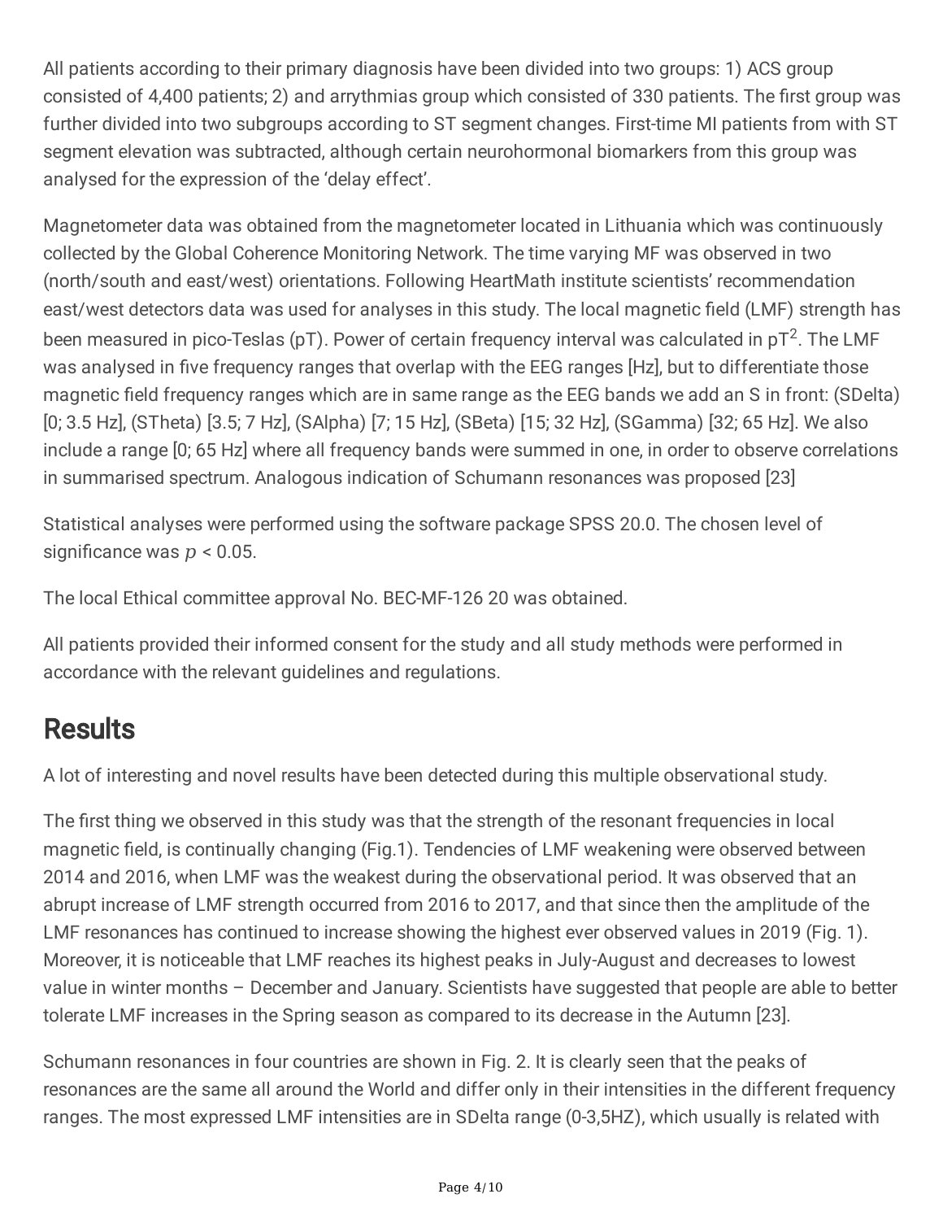All patients according to their primary diagnosis have been divided into two groups: 1) ACS group consisted of 4,400 patients; 2) and arrythmias group which consisted of 330 patients. The first group was further divided into two subgroups according to ST segment changes. First-time MI patients from with ST segment elevation was subtracted, although certain neurohormonal biomarkers from this group was analysed for the expression of the 'delay effect'.

Magnetometer data was obtained from the magnetometer located in Lithuania which was continuously collected by the Global Coherence Monitoring Network. The time varying MF was observed in two (north/south and east/west) orientations. Following HeartMath institute scientists' recommendation east/west detectors data was used for analyses in this study. The local magnetic field (LMF) strength has been measured in pico-Teslas (pT). Power of certain frequency interval was calculated in $pT^2$. The LMF was analysed in five frequency ranges that overlap with the EEG ranges [Hz], but to differentiate those magnetic field frequency ranges which are in same range as the EEG bands we add an S in front: (SDelta) [0; 3.5 Hz], (STheta) [3.5; 7 Hz], (SAlpha) [7; 15 Hz], (SBeta) [15; 32 Hz], (SGamma) [32; 65 Hz]. We also include a range [0; 65 Hz] where all frequency bands were summed in one, in order to observe correlations in summarised spectrum. Analogous indication of Schumann resonances was proposed [23]

Statistical analyses were performed using the software package SPSS 20.0. The chosen level of significance was $p < 0.05$.

The local Ethical committee approval No. BEC-MF-126 20 was obtained.

All patients provided their informed consent for the study and all study methods were performed in accordance with the relevant guidelines and regulations.

# Results

A lot of interesting and novel results have been detected during this multiple observational study.

The first thing we observed in this study was that the strength of the resonant frequencies in local magnetic field, is continually changing (Fig.1). Tendencies of LMF weakening were observed between 2014 and 2016, when LMF was the weakest during the observational period. It was observed that an abrupt increase of LMF strength occurred from 2016 to 2017, and that since then the amplitude of the LMF resonances has continued to increase showing the highest ever observed values in 2019 (Fig. 1). Moreover, it is noticeable that LMF reaches its highest peaks in July-August and decreases to lowest value in winter months – December and January. Scientists have suggested that people are able to better tolerate LMF increases in the Spring season as compared to its decrease in the Autumn [23].

Schumann resonances in four countries are shown in Fig. 2. It is clearly seen that the peaks of resonances are the same all around the World and differ only in their intensities in the different frequency ranges. The most expressed LMF intensities are in SDelta range (0-3,5HZ), which usually is related with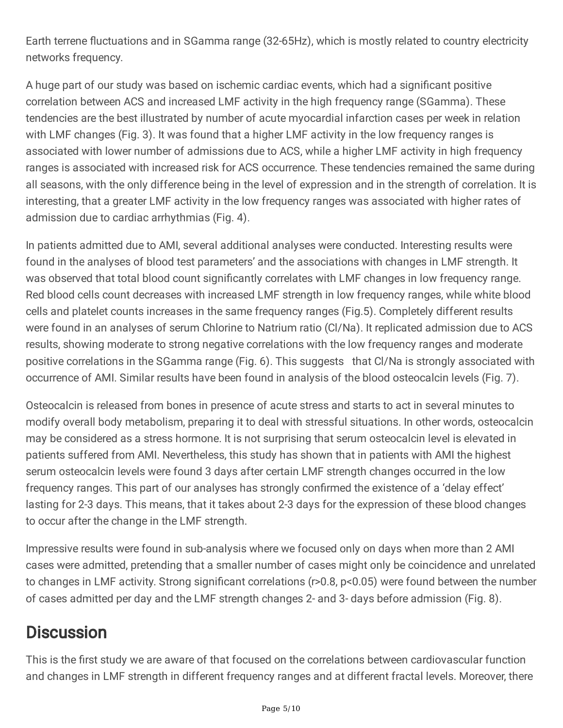Earth terrene fluctuations and in SGamma range (32-65Hz), which is mostly related to country electricity networks frequency.

A huge part of our study was based on ischemic cardiac events, which had a significant positive correlation between ACS and increased LMF activity in the high frequency range (SGamma). These tendencies are the best illustrated by number of acute myocardial infarction cases per week in relation with LMF changes (Fig. 3). It was found that a higher LMF activity in the low frequency ranges is associated with lower number of admissions due to ACS, while a higher LMF activity in high frequency ranges is associated with increased risk for ACS occurrence. These tendencies remained the same during all seasons, with the only difference being in the level of expression and in the strength of correlation. It is interesting, that a greater LMF activity in the low frequency ranges was associated with higher rates of admission due to cardiac arrhythmias (Fig. 4).

In patients admitted due to AMI, several additional analyses were conducted. Interesting results were found in the analyses of blood test parameters' and the associations with changes in LMF strength. It was observed that total blood count significantly correlates with LMF changes in low frequency range. Red blood cells count decreases with increased LMF strength in low frequency ranges, while white blood cells and platelet counts increases in the same frequency ranges (Fig.5). Completely different results were found in an analyses of serum Chlorine to Natrium ratio (Cl/Na). It replicated admission due to ACS results, showing moderate to strong negative correlations with the low frequency ranges and moderate positive correlations in the SGamma range (Fig. 6). This suggests that Cl/Na is strongly associated with occurrence of AMI. Similar results have been found in analysis of the blood osteocalcin levels (Fig. 7).

Osteocalcin is released from bones in presence of acute stress and starts to act in several minutes to modify overall body metabolism, preparing it to deal with stressful situations. In other words, osteocalcin may be considered as a stress hormone. It is not surprising that serum osteocalcin level is elevated in patients suffered from AMI. Nevertheless, this study has shown that in patients with AMI the highest serum osteocalcin levels were found 3 days after certain LMF strength changes occurred in the low frequency ranges. This part of our analyses has strongly confirmed the existence of a 'delay effect' lasting for 2-3 days. This means, that it takes about 2-3 days for the expression of these blood changes to occur after the change in the LMF strength.

Impressive results were found in sub-analysis where we focused only on days when more than 2 AMI cases were admitted, pretending that a smaller number of cases might only be coincidence and unrelated to changes in LMF activity. Strong significant correlations ($r>0.8$, $p<0.05$) were found between the number of cases admitted per day and the LMF strength changes 2- and 3- days before admission (Fig. 8).

## Discussion

This is the first study we are aware of that focused on the correlations between cardiovascular function and changes in LMF strength in different frequency ranges and at different fractal levels. Moreover, there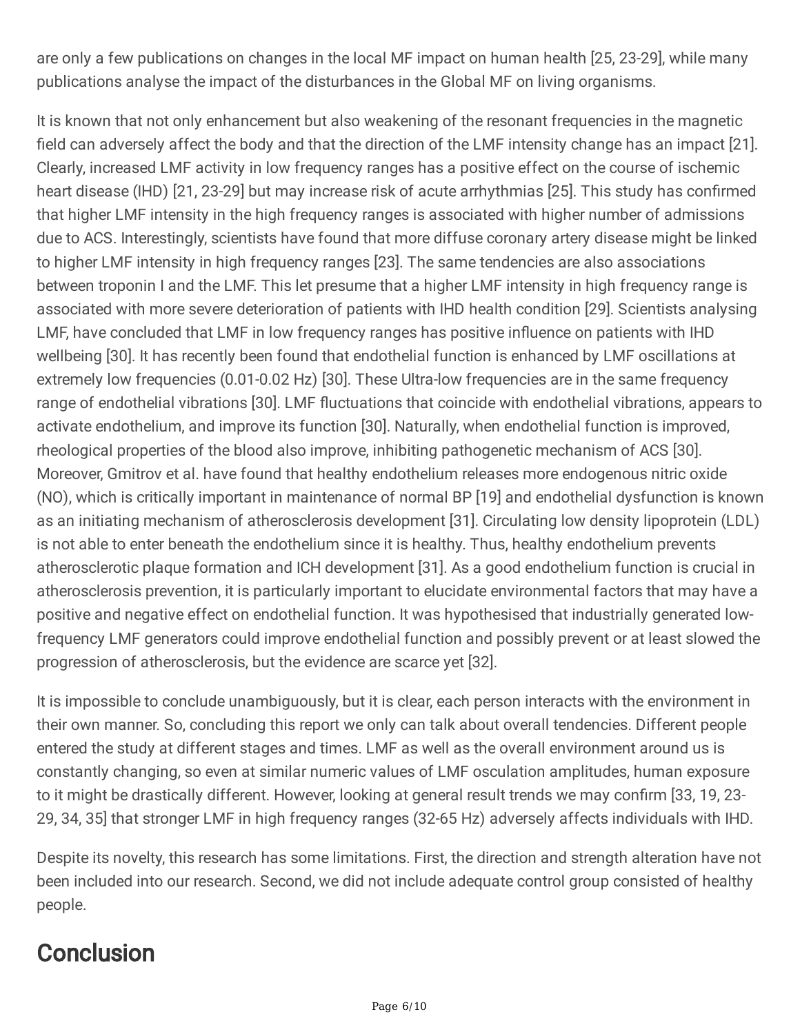are only a few publications on changes in the local MF impact on human health [25, 23-29], while many publications analyse the impact of the disturbances in the Global MF on living organisms.

It is known that not only enhancement but also weakening of the resonant frequencies in the magnetic field can adversely affect the body and that the direction of the LMF intensity change has an impact [21]. Clearly, increased LMF activity in low frequency ranges has a positive effect on the course of ischemic heart disease (IHD) [21, 23-29] but may increase risk of acute arrhythmias [25]. This study has confirmed that higher LMF intensity in the high frequency ranges is associated with higher number of admissions due to ACS. Interestingly, scientists have found that more diffuse coronary artery disease might be linked to higher LMF intensity in high frequency ranges [23]. The same tendencies are also associations between troponin I and the LMF. This let presume that a higher LMF intensity in high frequency range is associated with more severe deterioration of patients with IHD health condition [29]. Scientists analysing LMF, have concluded that LMF in low frequency ranges has positive influence on patients with IHD wellbeing [30]. It has recently been found that endothelial function is enhanced by LMF oscillations at extremely low frequencies (0.01-0.02 Hz) [30]. These Ultra-low frequencies are in the same frequency range of endothelial vibrations [30]. LMF fluctuations that coincide with endothelial vibrations, appears to activate endothelium, and improve its function [30]. Naturally, when endothelial function is improved, rheological properties of the blood also improve, inhibiting pathogenetic mechanism of ACS [30]. Moreover, Gmitrov et al. have found that healthy endothelium releases more endogenous nitric oxide (NO), which is critically important in maintenance of normal BP [19] and endothelial dysfunction is known as an initiating mechanism of atherosclerosis development [31]. Circulating low density lipoprotein (LDL) is not able to enter beneath the endothelium since it is healthy. Thus, healthy endothelium prevents atherosclerotic plaque formation and ICH development [31]. As a good endothelium function is crucial in atherosclerosis prevention, it is particularly important to elucidate environmental factors that may have a positive and negative effect on endothelial function. It was hypothesised that industrially generated low-frequency LMF generators could improve endothelial function and possibly prevent or at least slowed the progression of atherosclerosis, but the evidence are scarce yet [32].

It is impossible to conclude unambiguously, but it is clear, each person interacts with the environment in their own manner. So, concluding this report we only can talk about overall tendencies. Different people entered the study at different stages and times. LMF as well as the overall environment around us is constantly changing, so even at similar numeric values of LMF osculation amplitudes, human exposure to it might be drastically different. However, looking at general result trends we may confirm [33, 19, 23-29, 34, 35] that stronger LMF in high frequency ranges (32-65 Hz) adversely affects individuals with IHD.

Despite its novelty, this research has some limitations. First, the direction and strength alteration have not been included into our research. Second, we did not include adequate control group consisted of healthy people.

# Conclusion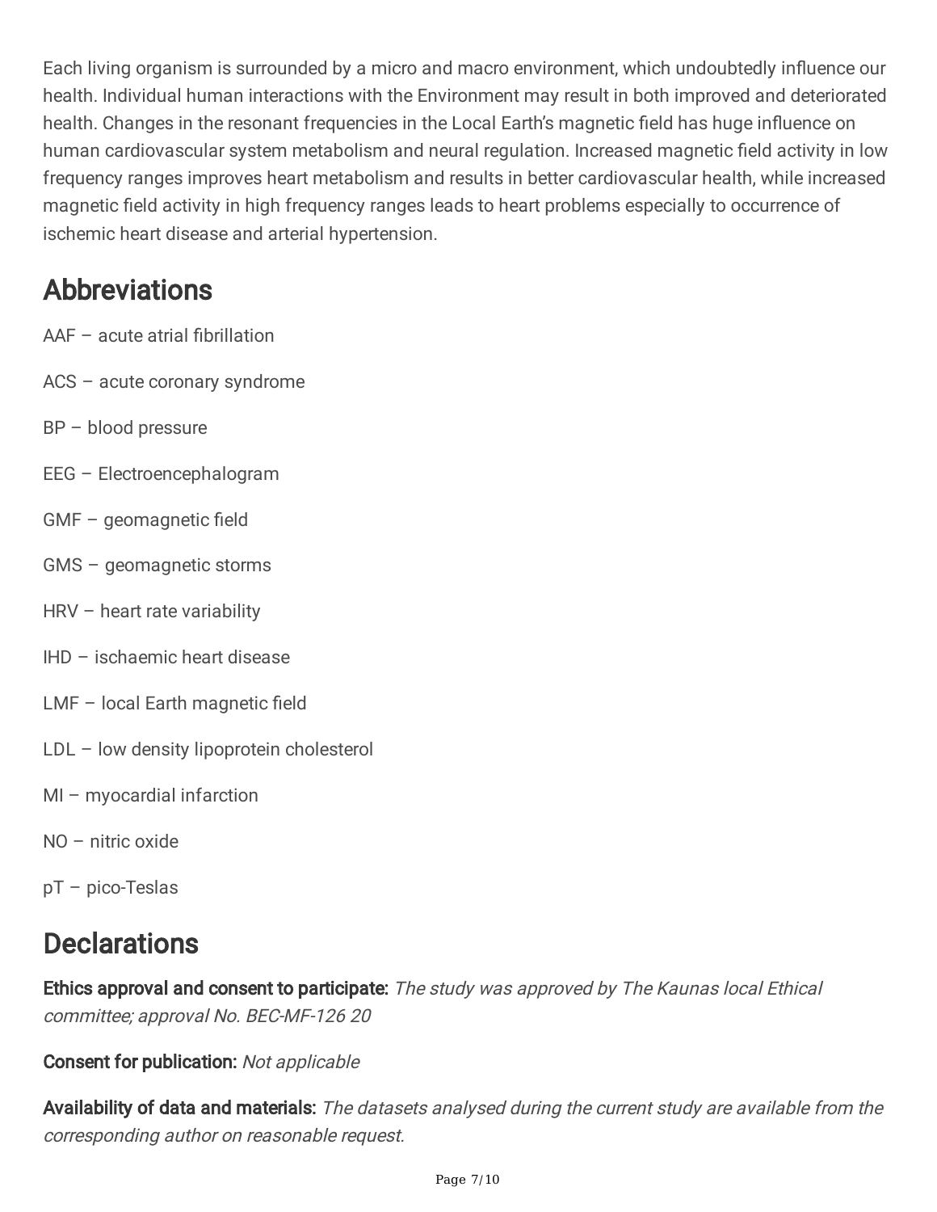Each living organism is surrounded by a micro and macro environment, which undoubtedly influence our health. Individual human interactions with the Environment may result in both improved and deteriorated health. Changes in the resonant frequencies in the Local Earth's magnetic field has huge influence on human cardiovascular system metabolism and neural regulation. Increased magnetic field activity in low frequency ranges improves heart metabolism and results in better cardiovascular health, while increased magnetic field activity in high frequency ranges leads to heart problems especially to occurrence of ischemic heart disease and arterial hypertension.

## Abbreviations

AAF – acute atrial fibrillation

ACS – acute coronary syndrome

BP – blood pressure

EEG – Electroencephalogram

GMF – geomagnetic field

GMS – geomagnetic storms

HRV – heart rate variability

IHD – ischaemic heart disease

LMF – local Earth magnetic field

LDL – low density lipoprotein cholesterol

MI – myocardial infarction

NO – nitric oxide

pT – pico-Teslas

## Declarations

**Ethics approval and consent to participate:** *The study was approved by The Kaunas local Ethical committee; approval No. BEC-MF-126 20*

**Consent for publication:** *Not applicable*

**Availability of data and materials:** *The datasets analysed during the current study are available from the corresponding author on reasonable request.*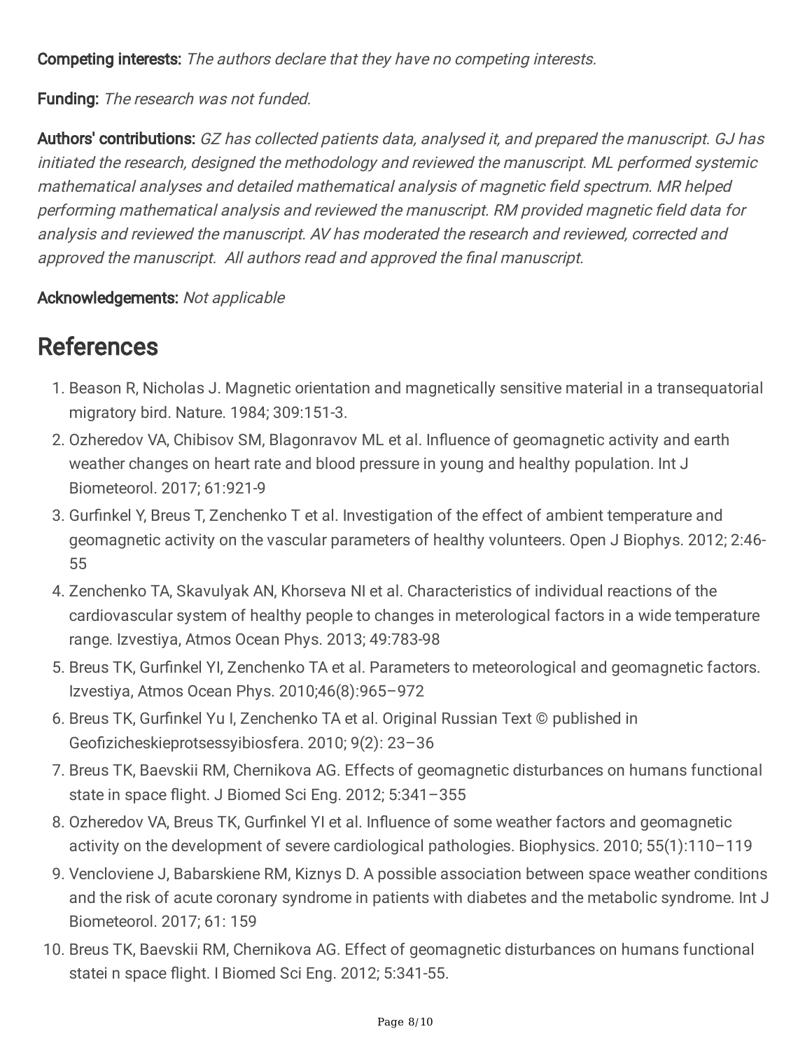**Competing interests:** *The authors declare that they have no competing interests.*

**Funding:** *The research was not funded.*

**Authors' contributions:** *GZ has collected patients data, analysed it, and prepared the manuscript. GJ has initiated the research, designed the methodology and reviewed the manuscript. ML performed systemic mathematical analyses and detailed mathematical analysis of magnetic field spectrum. MR helped performing mathematical analysis and reviewed the manuscript. RM provided magnetic field data for analysis and reviewed the manuscript. AV has moderated the research and reviewed, corrected and approved the manuscript. All authors read and approved the final manuscript.*

**Acknowledgements:** *Not applicable*

# References

1. Beason R, Nicholas J. Magnetic orientation and magnetically sensitive material in a transequatorial migratory bird. Nature. 1984; 309:151-3.
2. Ozheredov VA, Chibisov SM, Blagonravov ML et al. Influence of geomagnetic activity and earth weather changes on heart rate and blood pressure in young and healthy population. Int J Biometeorol. 2017; 61:921-9
3. Gurfinkel Y, Breus T, Zenchenko T et al. Investigation of the effect of ambient temperature and geomagnetic activity on the vascular parameters of healthy volunteers. Open J Biophys. 2012; 2:46-55
4. Zenchenko TA, Skavulyak AN, Khorseva NI et al. Characteristics of individual reactions of the cardiovascular system of healthy people to changes in meterological factors in a wide temperature range. Izvestiya, Atmos Ocean Phys. 2013; 49:783-98
5. Breus TK, Gurfinkel YI, Zenchenko TA et al. Parameters to meteorological and geomagnetic factors. Izvestiya, Atmos Ocean Phys. 2010;46(8):965–972
6. Breus TK, Gurfinkel Yu I, Zenchenko TA et al. Original Russian Text © published in Geofizicheskieprotsessyibiosfera. 2010; 9(2): 23–36
7. Breus TK, Baevskii RM, Chernikova AG. Effects of geomagnetic disturbances on humans functional state in space flight. J Biomed Sci Eng. 2012; 5:341–355
8. Ozheredov VA, Breus TK, Gurfinkel YI et al. Influence of some weather factors and geomagnetic activity on the development of severe cardiological pathologies. Biophysics. 2010; 55(1):110–119
9. Vencloviene J, Babarskiene RM, Kiznys D. A possible association between space weather conditions and the risk of acute coronary syndrome in patients with diabetes and the metabolic syndrome. Int J Biometeorol. 2017; 61: 159
10. Breus TK, Baevskii RM, Chernikova AG. Effect of geomagnetic disturbances on humans functional statei n space flight. I Biomed Sci Eng. 2012; 5:341-55.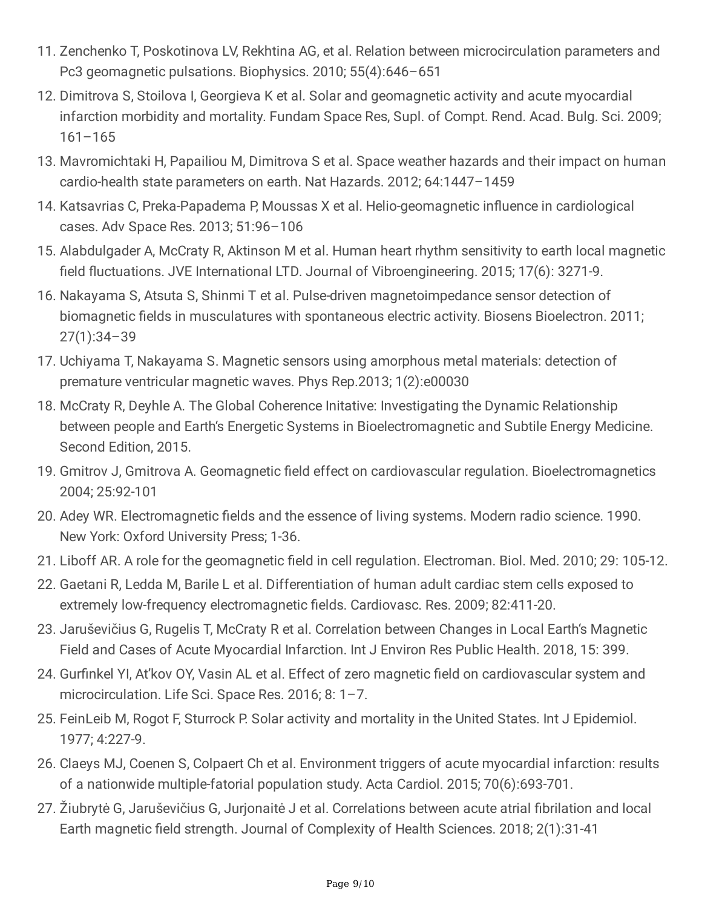11. Zenchenko T, Poskotinova LV, Rekhtina AG, et al. Relation between microcirculation parameters and Pc3 geomagnetic pulsations. Biophysics. 2010; 55(4):646–651
12. Dimitrova S, Stoilova I, Georgieva K et al. Solar and geomagnetic activity and acute myocardial infarction morbidity and mortality. Fundam Space Res, Supl. of Compt. Rend. Acad. Bulg. Sci. 2009; 161–165
13. Mavromichtaki H, Papailiou M, Dimitrova S et al. Space weather hazards and their impact on human cardio-health state parameters on earth. Nat Hazards. 2012; 64:1447–1459
14. Katsavrias C, Preka-Papadema P, Moussas X et al. Helio-geomagnetic influence in cardiological cases. Adv Space Res. 2013; 51:96–106
15. Alabdulgader A, McCraty R, Aktinson M et al. Human heart rhythm sensitivity to earth local magnetic field fluctuations. JVE International LTD. Journal of Vibroengineering. 2015; 17(6): 3271-9.
16. Nakayama S, Atsuta S, Shinmi T et al. Pulse-driven magnetoimpedance sensor detection of biomagnetic fields in musculatures with spontaneous electric activity. Biosens Bioelectron. 2011; 27(1):34–39
17. Uchiyama T, Nakayama S. Magnetic sensors using amorphous metal materials: detection of premature ventricular magnetic waves. Phys Rep.2013; 1(2):e00030
18. McCraty R, Deyhle A. The Global Coherence Initative: Investigating the Dynamic Relationship between people and Earth's Energetic Systems in Bioelectromagnetic and Subtile Energy Medicine. Second Edition, 2015.
19. Gmitrov J, Gmitrova A. Geomagnetic field effect on cardiovascular regulation. Bioelectromagnetics 2004; 25:92-101
20. Adey WR. Electromagnetic fields and the essence of living systems. Modern radio science. 1990. New York: Oxford University Press; 1-36.
21. Liboff AR. A role for the geomagnetic field in cell regulation. Electroman. Biol. Med. 2010; 29: 105-12.
22. Gaetani R, Ledda M, Barile L et al. Differentiation of human adult cardiac stem cells exposed to extremely low-frequency electromagnetic fields. Cardiovasc. Res. 2009; 82:411-20.
23. Jaruševičius G, Rugelis T, McCraty R et al. Correlation between Changes in Local Earth's Magnetic Field and Cases of Acute Myocardial Infarction. Int J Environ Res Public Health. 2018, 15: 399.
24. Gurfinkel YI, At'kov OY, Vasin AL et al. Effect of zero magnetic field on cardiovascular system and microcirculation. Life Sci. Space Res. 2016; 8: 1–7.
25. FeinLeib M, Rogot F, Sturrock P. Solar activity and mortality in the United States. Int J Epidemiol. 1977; 4:227-9.
26. Claeys MJ, Coenen S, Colpaert Ch et al. Environment triggers of acute myocardial infarction: results of a nationwide multiple-fatorial population study. Acta Cardiol. 2015; 70(6):693-701.
27. Žiubrytė G, Jaruševičius G, Jurjonaitė J et al. Correlations between acute atrial fibrilation and local Earth magnetic field strength. Journal of Complexity of Health Sciences. 2018; 2(1):31-41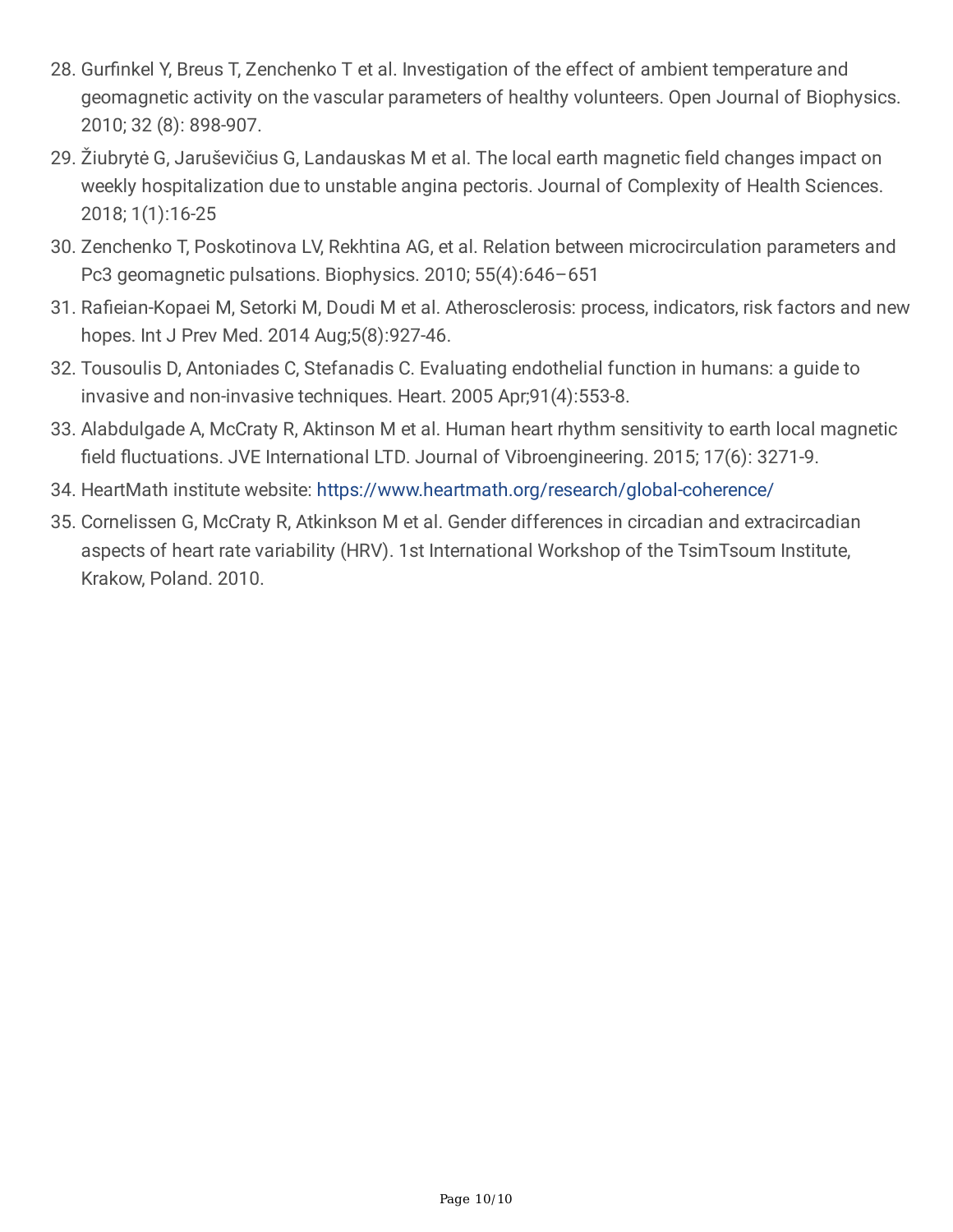28. Gurfinkel Y, Breus T, Zenchenko T et al. Investigation of the effect of ambient temperature and geomagnetic activity on the vascular parameters of healthy volunteers. Open Journal of Biophysics. 2010; 32 (8): 898-907.
29. Žiubrytė G, Jaruševičius G, Landauskas M et al. The local earth magnetic field changes impact on weekly hospitalization due to unstable angina pectoris. Journal of Complexity of Health Sciences. 2018; 1(1):16-25
30. Zenchenko T, Poskotinova LV, Rekhtina AG, et al. Relation between microcirculation parameters and Pc3 geomagnetic pulsations. Biophysics. 2010; 55(4):646–651
31. Rafieian-Kopaei M, Setorki M, Doudi M et al. Atherosclerosis: process, indicators, risk factors and new hopes. Int J Prev Med. 2014 Aug;5(8):927-46.
32. Tousoulis D, Antoniades C, Stefanadis C. Evaluating endothelial function in humans: a guide to invasive and non-invasive techniques. Heart. 2005 Apr;91(4):553-8.
33. Alabdulgade A, McCraty R, Aktinson M et al. Human heart rhythm sensitivity to earth local magnetic field fluctuations. JVE International LTD. Journal of Vibroengineering. 2015; 17(6): 3271-9.
34. HeartMath institute website: https://www.heartmath.org/research/global-coherence/
35. Cornelissen G, McCraty R, Atkinkson M et al. Gender differences in circadian and extracircadian aspects of heart rate variability (HRV). 1st International Workshop of the TsimTsoum Institute, Krakow, Poland. 2010.